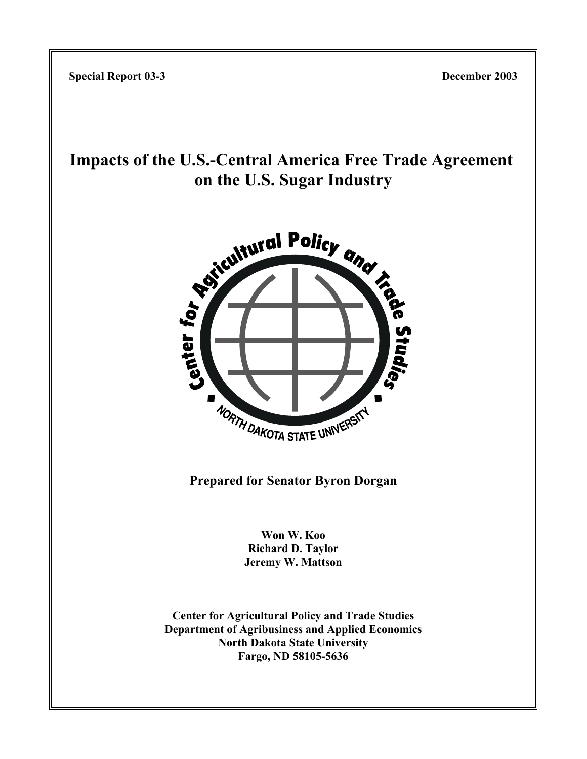**Special Report 03-3** **December 2003**

# Impacts of the U.S.-Central America Free Trade Agreement on the U.S. Sugar Industry

Center for Agricultural Policy and Trade Studies

NORTH DAKOTA STATE UNIVERSITY

**Prepared for Senator Byron Dorgan**

**Won W. Koo**
**Richard D. Taylor**
**Jeremy W. Mattson**

**Center for Agricultural Policy and Trade Studies**
**Department of Agribusiness and Applied Economics**
**North Dakota State University**
**Fargo, ND 58105-5636**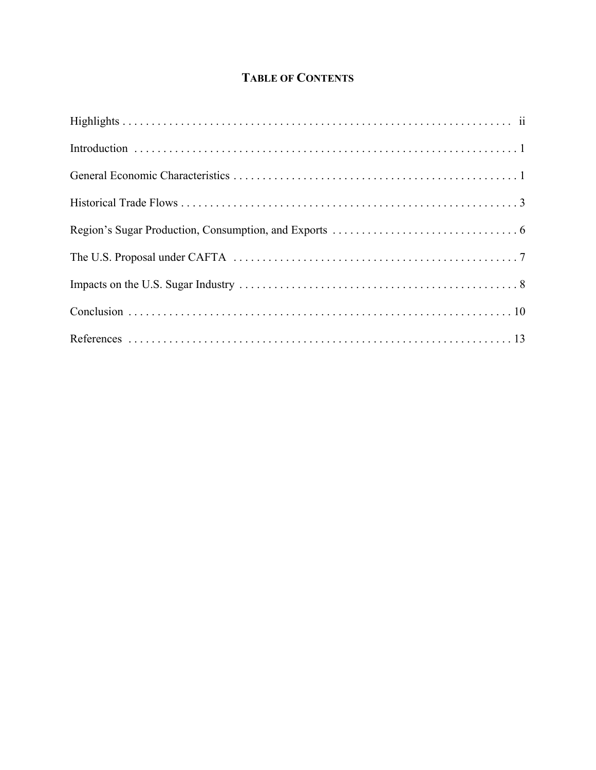# TABLE OF CONTENTS

| | |
|---|---|
| Highlights | ii |
| Introduction | 1 |
| General Economic Characteristics | 1 |
| Historical Trade Flows | 3 |
| Region's Sugar Production, Consumption, and Exports | 6 |
| The U.S. Proposal under CAFTA | 7 |
| Impacts on the U.S. Sugar Industry | 8 |
| Conclusion | 10 |
| References | 13 |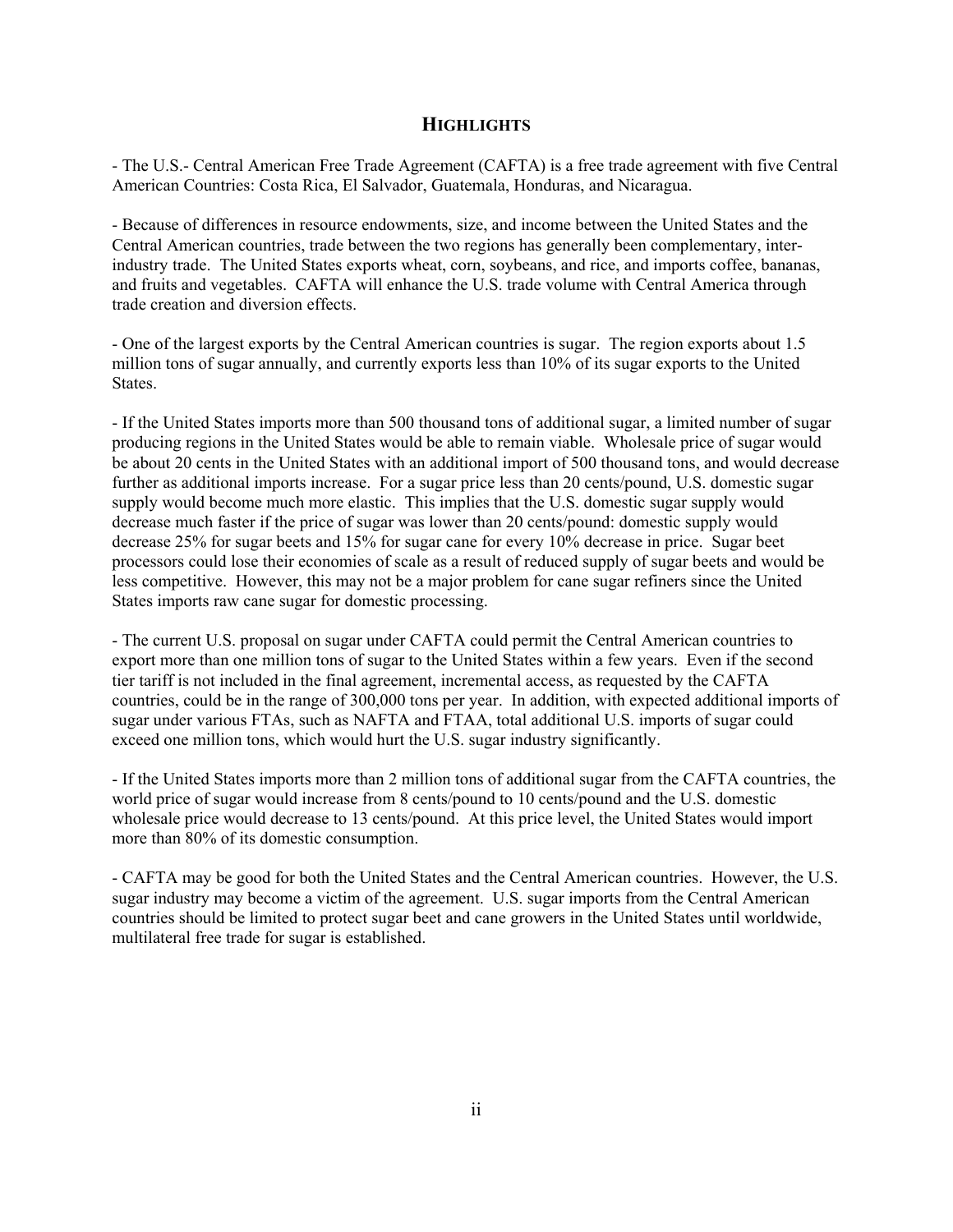## HIGHLIGHTS

- The U.S.- Central American Free Trade Agreement (CAFTA) is a free trade agreement with five Central American Countries: Costa Rica, El Salvador, Guatemala, Honduras, and Nicaragua.

- Because of differences in resource endowments, size, and income between the United States and the Central American countries, trade between the two regions has generally been complementary, inter-industry trade. The United States exports wheat, corn, soybeans, and rice, and imports coffee, bananas, and fruits and vegetables. CAFTA will enhance the U.S. trade volume with Central America through trade creation and diversion effects.

- One of the largest exports by the Central American countries is sugar. The region exports about 1.5 million tons of sugar annually, and currently exports less than 10% of its sugar exports to the United States.

- If the United States imports more than 500 thousand tons of additional sugar, a limited number of sugar producing regions in the United States would be able to remain viable. Wholesale price of sugar would be about 20 cents in the United States with an additional import of 500 thousand tons, and would decrease further as additional imports increase. For a sugar price less than 20 cents/pound, U.S. domestic sugar supply would become much more elastic. This implies that the U.S. domestic sugar supply would decrease much faster if the price of sugar was lower than 20 cents/pound: domestic supply would decrease 25% for sugar beets and 15% for sugar cane for every 10% decrease in price. Sugar beet processors could lose their economies of scale as a result of reduced supply of sugar beets and would be less competitive. However, this may not be a major problem for cane sugar refiners since the United States imports raw cane sugar for domestic processing.

- The current U.S. proposal on sugar under CAFTA could permit the Central American countries to export more than one million tons of sugar to the United States within a few years. Even if the second tier tariff is not included in the final agreement, incremental access, as requested by the CAFTA countries, could be in the range of 300,000 tons per year. In addition, with expected additional imports of sugar under various FTAs, such as NAFTA and FTAA, total additional U.S. imports of sugar could exceed one million tons, which would hurt the U.S. sugar industry significantly.

- If the United States imports more than 2 million tons of additional sugar from the CAFTA countries, the world price of sugar would increase from 8 cents/pound to 10 cents/pound and the U.S. domestic wholesale price would decrease to 13 cents/pound. At this price level, the United States would import more than 80% of its domestic consumption.

- CAFTA may be good for both the United States and the Central American countries. However, the U.S. sugar industry may become a victim of the agreement. U.S. sugar imports from the Central American countries should be limited to protect sugar beet and cane growers in the United States until worldwide, multilateral free trade for sugar is established.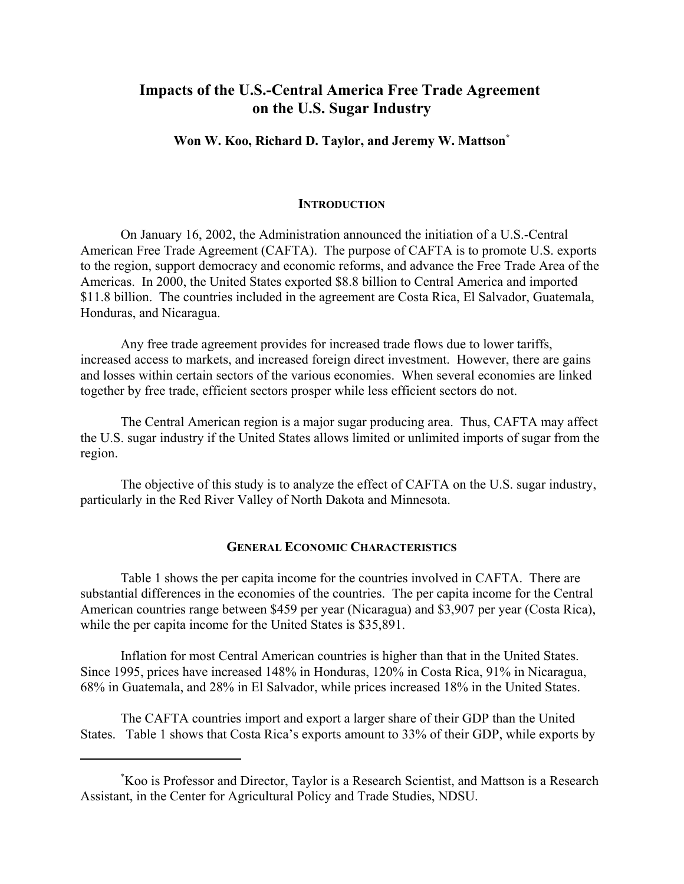# Impacts of the U.S.-Central America Free Trade Agreement on the U.S. Sugar Industry

**Won W. Koo, Richard D. Taylor, and Jeremy W. Mattson***

## INTRODUCTION

On January 16, 2002, the Administration announced the initiation of a U.S.-Central American Free Trade Agreement (CAFTA). The purpose of CAFTA is to promote U.S. exports to the region, support democracy and economic reforms, and advance the Free Trade Area of the Americas. In 2000, the United States exported $8.8 billion to Central America and imported $11.8 billion. The countries included in the agreement are Costa Rica, El Salvador, Guatemala, Honduras, and Nicaragua.

Any free trade agreement provides for increased trade flows due to lower tariffs, increased access to markets, and increased foreign direct investment. However, there are gains and losses within certain sectors of the various economies. When several economies are linked together by free trade, efficient sectors prosper while less efficient sectors do not.

The Central American region is a major sugar producing area. Thus, CAFTA may affect the U.S. sugar industry if the United States allows limited or unlimited imports of sugar from the region.

The objective of this study is to analyze the effect of CAFTA on the U.S. sugar industry, particularly in the Red River Valley of North Dakota and Minnesota.

## GENERAL ECONOMIC CHARACTERISTICS

Table 1 shows the per capita income for the countries involved in CAFTA. There are substantial differences in the economies of the countries. The per capita income for the Central American countries range between $459 per year (Nicaragua) and $3,907 per year (Costa Rica), while the per capita income for the United States is $35,891.

Inflation for most Central American countries is higher than that in the United States. Since 1995, prices have increased 148% in Honduras, 120% in Costa Rica, 91% in Nicaragua, 68% in Guatemala, and 28% in El Salvador, while prices increased 18% in the United States.

The CAFTA countries import and export a larger share of their GDP than the United States. Table 1 shows that Costa Rica's exports amount to 33% of their GDP, while exports by

---

*Koo is Professor and Director, Taylor is a Research Scientist, and Mattson is a Research Assistant, in the Center for Agricultural Policy and Trade Studies, NDSU.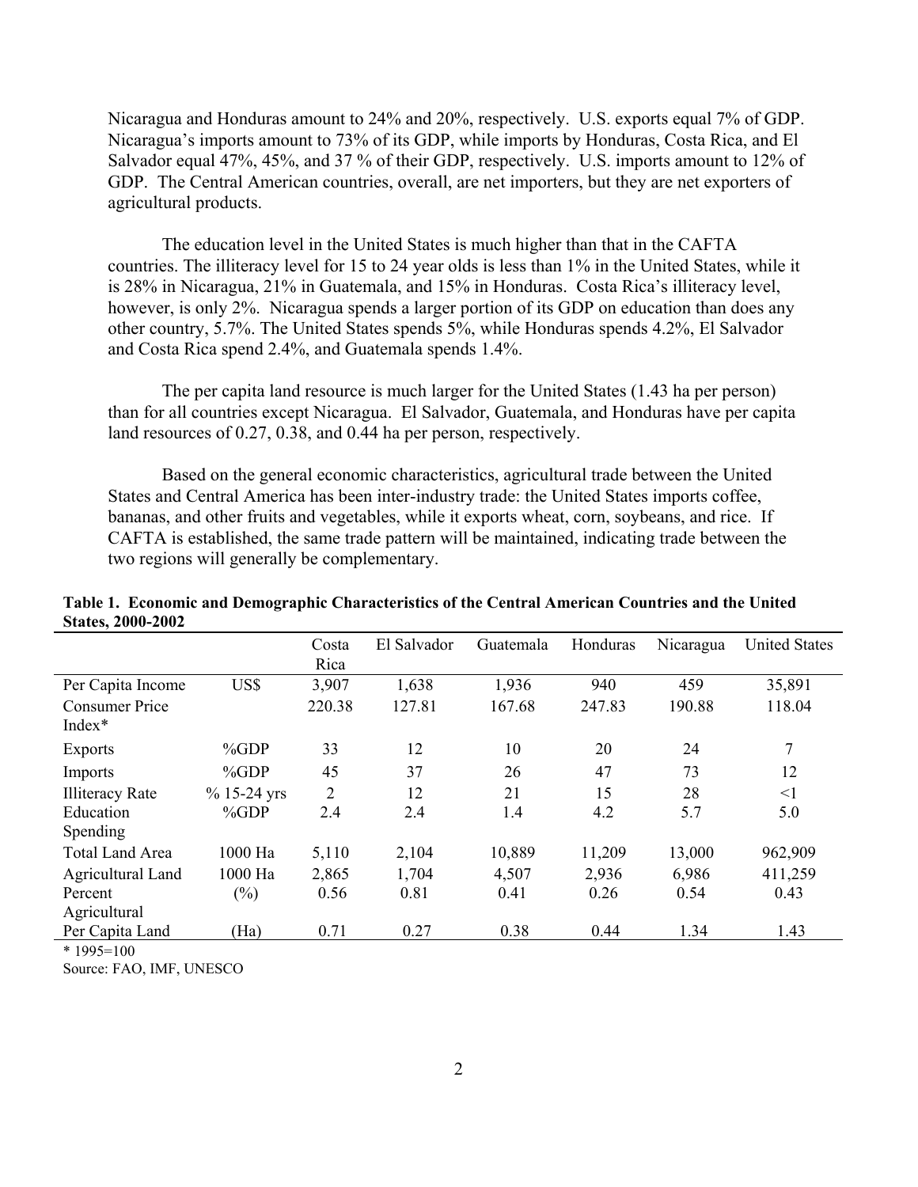Nicaragua and Honduras amount to 24% and 20%, respectively. U.S. exports equal 7% of GDP. Nicaragua's imports amount to 73% of its GDP, while imports by Honduras, Costa Rica, and El Salvador equal 47%, 45%, and 37 % of their GDP, respectively. U.S. imports amount to 12% of GDP. The Central American countries, overall, are net importers, but they are net exporters of agricultural products.

The education level in the United States is much higher than that in the CAFTA countries. The illiteracy level for 15 to 24 year olds is less than 1% in the United States, while it is 28% in Nicaragua, 21% in Guatemala, and 15% in Honduras. Costa Rica's illiteracy level, however, is only 2%. Nicaragua spends a larger portion of its GDP on education than does any other country, 5.7%. The United States spends 5%, while Honduras spends 4.2%, El Salvador and Costa Rica spend 2.4%, and Guatemala spends 1.4%.

The per capita land resource is much larger for the United States (1.43 ha per person) than for all countries except Nicaragua. El Salvador, Guatemala, and Honduras have per capita land resources of 0.27, 0.38, and 0.44 ha per person, respectively.

Based on the general economic characteristics, agricultural trade between the United States and Central America has been inter-industry trade: the United States imports coffee, bananas, and other fruits and vegetables, while it exports wheat, corn, soybeans, and rice. If CAFTA is established, the same trade pattern will be maintained, indicating trade between the two regions will generally be complementary.

**Table 1. Economic and Demographic Characteristics of the Central American Countries and the United States, 2000-2002**

| | | Costa Rica | El Salvador | Guatemala | Honduras | Nicaragua | United States |
|---|---|---|---|---|---|---|---|
| Per Capita Income | US$ | 3,907 | 1,638 | 1,936 | 940 | 459 | 35,891 |
| Consumer Price Index* | | 220.38 | 127.81 | 167.68 | 247.83 | 190.88 | 118.04 |
| Exports | %GDP | 33 | 12 | 10 | 20 | 24 | 7 |
| Imports | %GDP | 45 | 37 | 26 | 47 | 73 | 12 |
| Illiteracy Rate | % 15-24 yrs | 2 | 12 | 21 | 15 | 28 | <1 |
| Education Spending | %GDP | 2.4 | 2.4 | 1.4 | 4.2 | 5.7 | 5.0 |
| Total Land Area | 1000 Ha | 5,110 | 2,104 | 10,889 | 11,209 | 13,000 | 962,909 |
| Agricultural Land | 1000 Ha | 2,865 | 1,704 | 4,507 | 2,936 | 6,986 | 411,259 |
| Percent Agricultural | (%) | 0.56 | 0.81 | 0.41 | 0.26 | 0.54 | 0.43 |
| Per Capita Land | (Ha) | 0.71 | 0.27 | 0.38 | 0.44 | 1.34 | 1.43 |

\* 1995=100

Source: FAO, IMF, UNESCO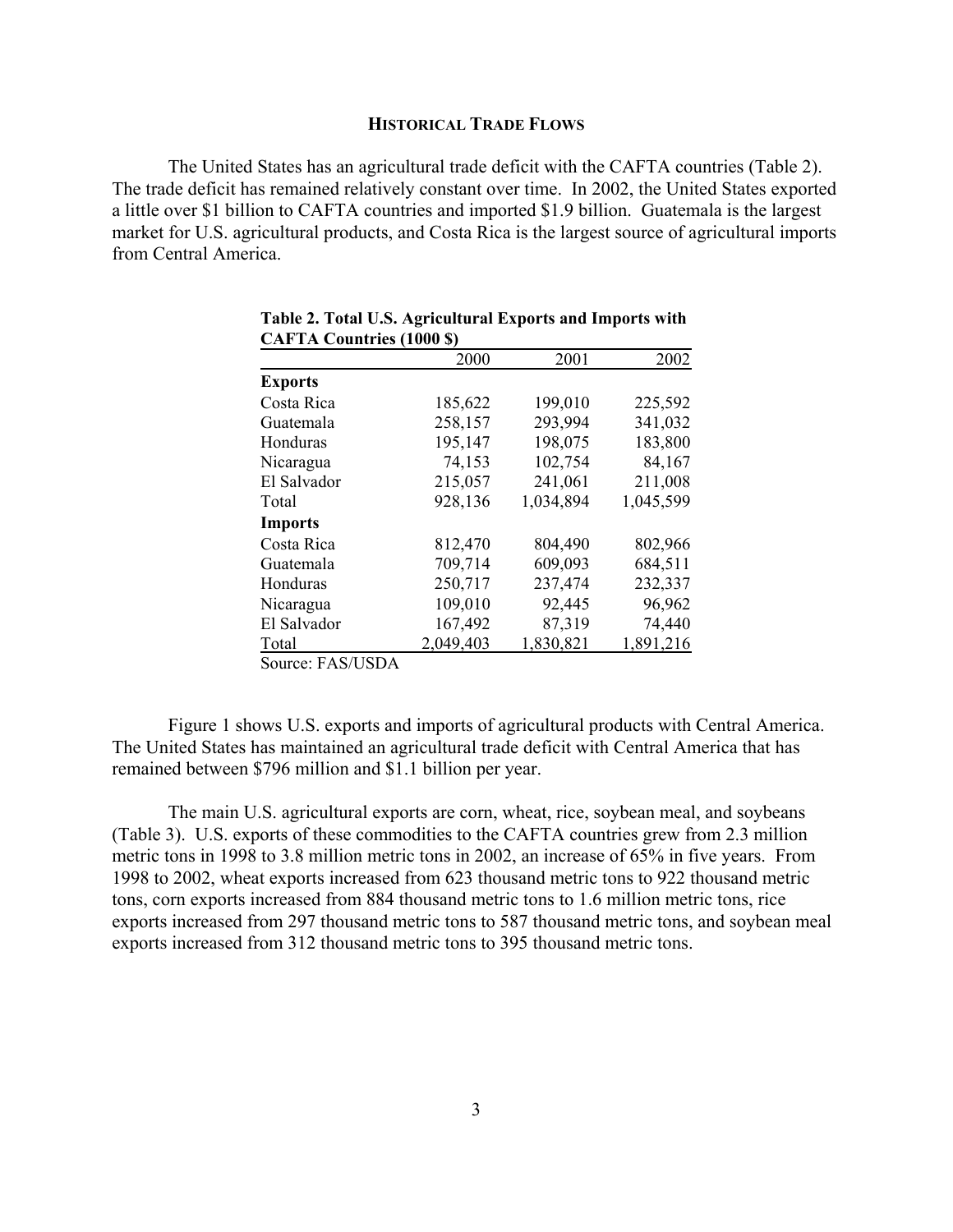## HISTORICAL TRADE FLOWS

The United States has an agricultural trade deficit with the CAFTA countries (Table 2). The trade deficit has remained relatively constant over time. In 2002, the United States exported a little over $1 billion to CAFTA countries and imported $1.9 billion. Guatemala is the largest market for U.S. agricultural products, and Costa Rica is the largest source of agricultural imports from Central America.

**Table 2. Total U.S. Agricultural Exports and Imports with CAFTA Countries (1000 $)**

| | 2000 | 2001 | 2002 |
|---|---|---|---|
| **Exports** | | | |
| Costa Rica | 185,622 | 199,010 | 225,592 |
| Guatemala | 258,157 | 293,994 | 341,032 |
| Honduras | 195,147 | 198,075 | 183,800 |
| Nicaragua | 74,153 | 102,754 | 84,167 |
| El Salvador | 215,057 | 241,061 | 211,008 |
| Total | 928,136 | 1,034,894 | 1,045,599 |
| **Imports** | | | |
| Costa Rica | 812,470 | 804,490 | 802,966 |
| Guatemala | 709,714 | 609,093 | 684,511 |
| Honduras | 250,717 | 237,474 | 232,337 |
| Nicaragua | 109,010 | 92,445 | 96,962 |
| El Salvador | 167,492 | 87,319 | 74,440 |
| Total | 2,049,403 | 1,830,821 | 1,891,216 |

Source: FAS/USDA

Figure 1 shows U.S. exports and imports of agricultural products with Central America. The United States has maintained an agricultural trade deficit with Central America that has remained between $796 million and $1.1 billion per year.

The main U.S. agricultural exports are corn, wheat, rice, soybean meal, and soybeans (Table 3). U.S. exports of these commodities to the CAFTA countries grew from 2.3 million metric tons in 1998 to 3.8 million metric tons in 2002, an increase of 65% in five years. From 1998 to 2002, wheat exports increased from 623 thousand metric tons to 922 thousand metric tons, corn exports increased from 884 thousand metric tons to 1.6 million metric tons, rice exports increased from 297 thousand metric tons to 587 thousand metric tons, and soybean meal exports increased from 312 thousand metric tons to 395 thousand metric tons.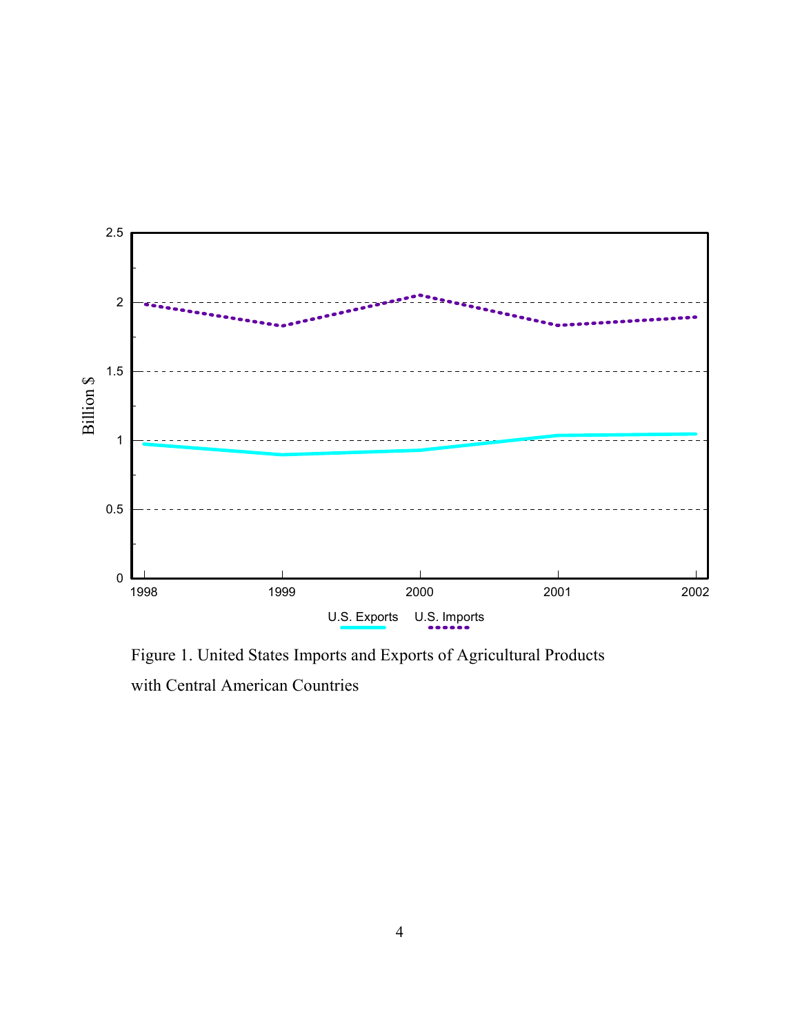Figure 1. United States Imports and Exports of Agricultural Products with Central American Countries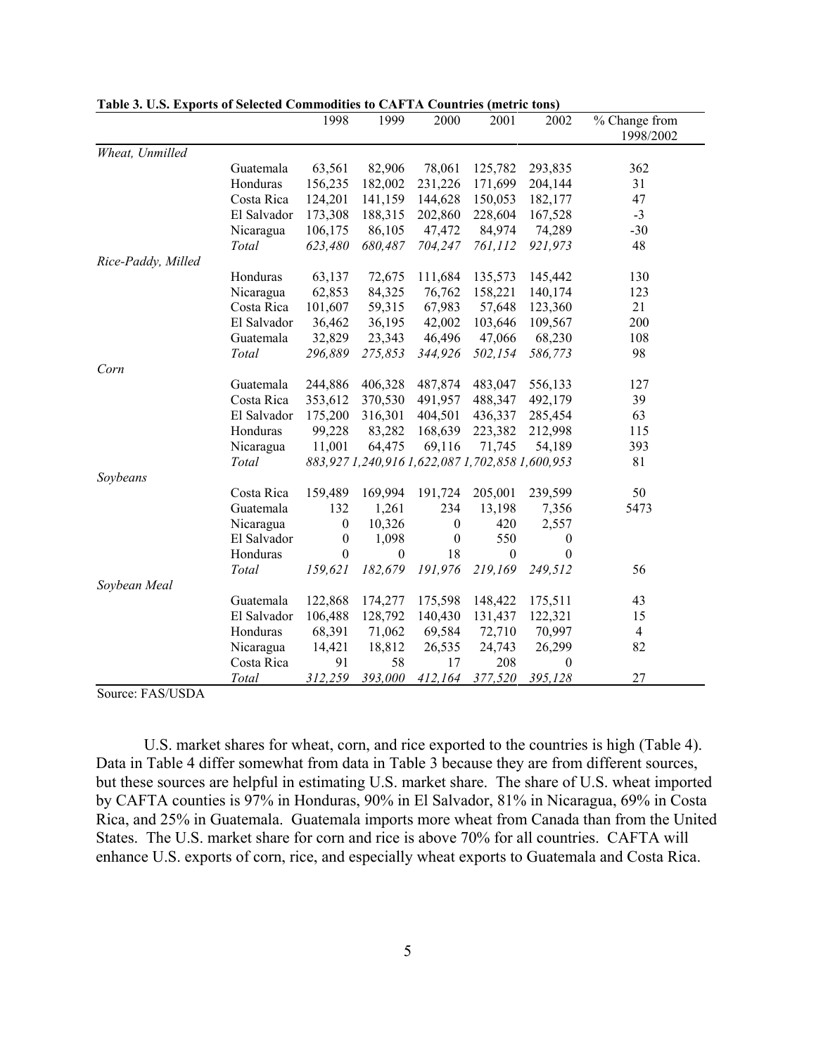**Table 3. U.S. Exports of Selected Commodities to CAFTA Countries (metric tons)**

| | | 1998 | 1999 | 2000 | 2001 | 2002 | % Change from 1998/2002 |
|---|---|---|---|---|---|---|---|
| *Wheat, Unmilled* | | | | | | | |
| | Guatemala | 63,561 | 82,906 | 78,061 | 125,782 | 293,835 | 362 |
| | Honduras | 156,235 | 182,002 | 231,226 | 171,699 | 204,144 | 31 |
| | Costa Rica | 124,201 | 141,159 | 144,628 | 150,053 | 182,177 | 47 |
| | El Salvador | 173,308 | 188,315 | 202,860 | 228,604 | 167,528 | -3 |
| | Nicaragua | 106,175 | 86,105 | 47,472 | 84,974 | 74,289 | -30 |
| | *Total* | *623,480* | *680,487* | *704,247* | *761,112* | *921,973* | 48 |
| *Rice-Paddy, Milled* | | | | | | | |
| | Honduras | 63,137 | 72,675 | 111,684 | 135,573 | 145,442 | 130 |
| | Nicaragua | 62,853 | 84,325 | 76,762 | 158,221 | 140,174 | 123 |
| | Costa Rica | 101,607 | 59,315 | 67,983 | 57,648 | 123,360 | 21 |
| | El Salvador | 36,462 | 36,195 | 42,002 | 103,646 | 109,567 | 200 |
| | Guatemala | 32,829 | 23,343 | 46,496 | 47,066 | 68,230 | 108 |
| | *Total* | *296,889* | *275,853* | *344,926* | *502,154* | *586,773* | 98 |
| *Corn* | | | | | | | |
| | Guatemala | 244,886 | 406,328 | 487,874 | 483,047 | 556,133 | 127 |
| | Costa Rica | 353,612 | 370,530 | 491,957 | 488,347 | 492,179 | 39 |
| | El Salvador | 175,200 | 316,301 | 404,501 | 436,337 | 285,454 | 63 |
| | Honduras | 99,228 | 83,282 | 168,639 | 223,382 | 212,998 | 115 |
| | Nicaragua | 11,001 | 64,475 | 69,116 | 71,745 | 54,189 | 393 |
| | *Total* | *883,927* | *1,240,916* | *1,622,087* | *1,702,858* | *1,600,953* | 81 |
| *Soybeans* | | | | | | | |
| | Costa Rica | 159,489 | 169,994 | 191,724 | 205,001 | 239,599 | 50 |
| | Guatemala | 132 | 1,261 | 234 | 13,198 | 7,356 | 5473 |
| | Nicaragua | 0 | 10,326 | 0 | 420 | 2,557 | |
| | El Salvador | 0 | 1,098 | 0 | 550 | 0 | |
| | Honduras | 0 | 0 | 18 | 0 | 0 | |
| | *Total* | *159,621* | *182,679* | *191,976* | *219,169* | *249,512* | 56 |
| *Soybean Meal* | | | | | | | |
| | Guatemala | 122,868 | 174,277 | 175,598 | 148,422 | 175,511 | 43 |
| | El Salvador | 106,488 | 128,792 | 140,430 | 131,437 | 122,321 | 15 |
| | Honduras | 68,391 | 71,062 | 69,584 | 72,710 | 70,997 | 4 |
| | Nicaragua | 14,421 | 18,812 | 26,535 | 24,743 | 26,299 | 82 |
| | Costa Rica | 91 | 58 | 17 | 208 | 0 | |
| | *Total* | *312,259* | *393,000* | *412,164* | *377,520* | *395,128* | 27 |

Source: FAS/USDA

U.S. market shares for wheat, corn, and rice exported to the countries is high (Table 4). Data in Table 4 differ somewhat from data in Table 3 because they are from different sources, but these sources are helpful in estimating U.S. market share. The share of U.S. wheat imported by CAFTA counties is 97% in Honduras, 90% in El Salvador, 81% in Nicaragua, 69% in Costa Rica, and 25% in Guatemala. Guatemala imports more wheat from Canada than from the United States. The U.S. market share for corn and rice is above 70% for all countries. CAFTA will enhance U.S. exports of corn, rice, and especially wheat exports to Guatemala and Costa Rica.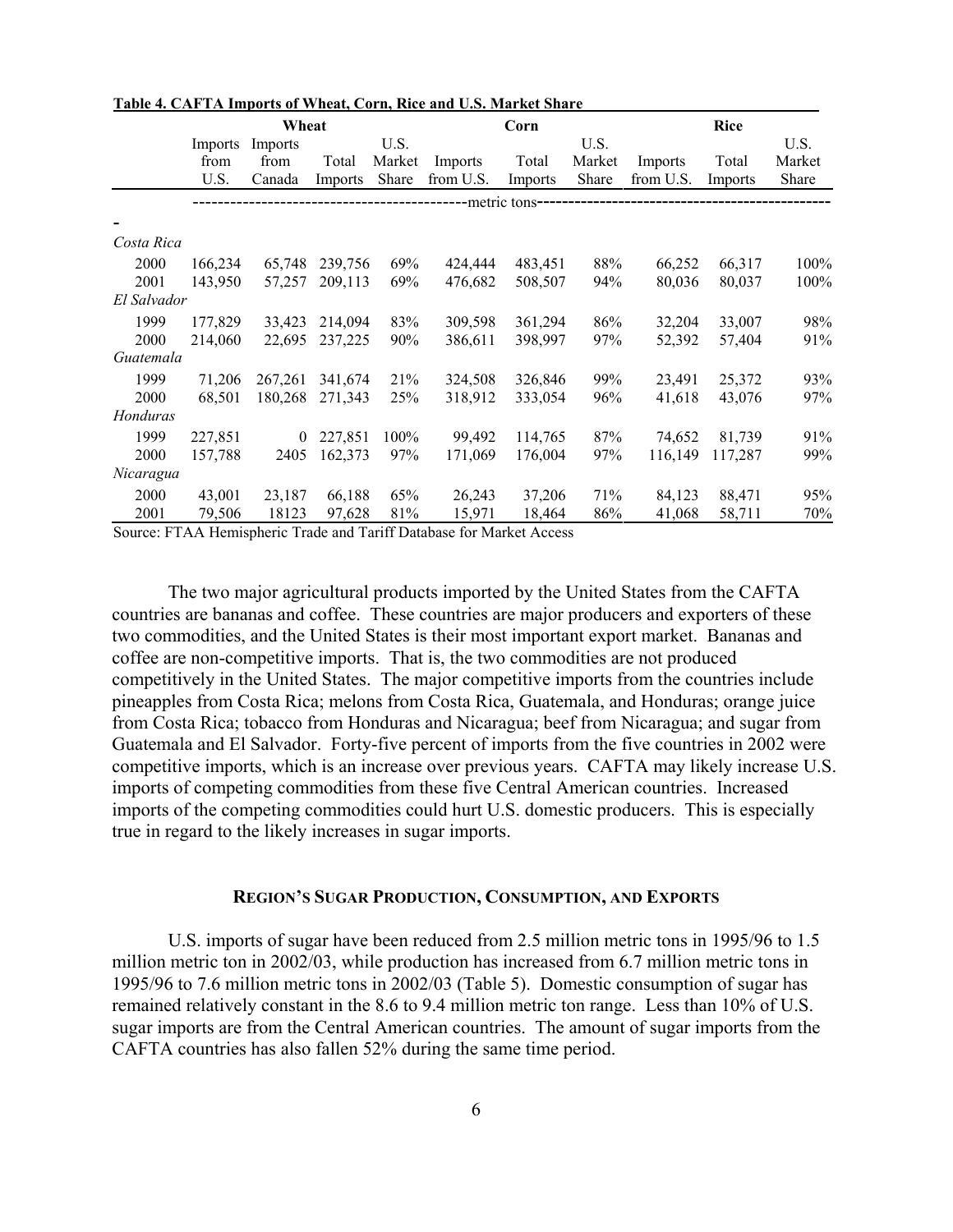**Table 4. CAFTA Imports of Wheat, Corn, Rice and U.S. Market Share**

| | Wheat | | | | Corn | | | Rice | | |
|---|---|---|---|---|---|---|---|---|---|---|
| | Imports from U.S. | Imports from Canada | Total Imports | U.S. Market Share | Imports from U.S. | Total Imports | U.S. Market Share | Imports from U.S. | Total Imports | U.S. Market Share |
| | metric tons | | | | | | | | | |
| *Costa Rica* | | | | | | | | | | |
| 2000 | 166,234 | 65,748 | 239,756 | 69% | 424,444 | 483,451 | 88% | 66,252 | 66,317 | 100% |
| 2001 | 143,950 | 57,257 | 209,113 | 69% | 476,682 | 508,507 | 94% | 80,036 | 80,037 | 100% |
| *El Salvador* | | | | | | | | | | |
| 1999 | 177,829 | 33,423 | 214,094 | 83% | 309,598 | 361,294 | 86% | 32,204 | 33,007 | 98% |
| 2000 | 214,060 | 22,695 | 237,225 | 90% | 386,611 | 398,997 | 97% | 52,392 | 57,404 | 91% |
| *Guatemala* | | | | | | | | | | |
| 1999 | 71,206 | 267,261 | 341,674 | 21% | 324,508 | 326,846 | 99% | 23,491 | 25,372 | 93% |
| 2000 | 68,501 | 180,268 | 271,343 | 25% | 318,912 | 333,054 | 96% | 41,618 | 43,076 | 97% |
| *Honduras* | | | | | | | | | | |
| 1999 | 227,851 | 0 | 227,851 | 100% | 99,492 | 114,765 | 87% | 74,652 | 81,739 | 91% |
| 2000 | 157,788 | 2405 | 162,373 | 97% | 171,069 | 176,004 | 97% | 116,149 | 117,287 | 99% |
| *Nicaragua* | | | | | | | | | | |
| 2000 | 43,001 | 23,187 | 66,188 | 65% | 26,243 | 37,206 | 71% | 84,123 | 88,471 | 95% |
| 2001 | 79,506 | 18123 | 97,628 | 81% | 15,971 | 18,464 | 86% | 41,068 | 58,711 | 70% |

Source: FTAA Hemispheric Trade and Tariff Database for Market Access

The two major agricultural products imported by the United States from the CAFTA countries are bananas and coffee. These countries are major producers and exporters of these two commodities, and the United States is their most important export market. Bananas and coffee are non-competitive imports. That is, the two commodities are not produced competitively in the United States. The major competitive imports from the countries include pineapples from Costa Rica; melons from Costa Rica, Guatemala, and Honduras; orange juice from Costa Rica; tobacco from Honduras and Nicaragua; beef from Nicaragua; and sugar from Guatemala and El Salvador. Forty-five percent of imports from the five countries in 2002 were competitive imports, which is an increase over previous years. CAFTA may likely increase U.S. imports of competing commodities from these five Central American countries. Increased imports of the competing commodities could hurt U.S. domestic producers. This is especially true in regard to the likely increases in sugar imports.

## REGION'S SUGAR PRODUCTION, CONSUMPTION, AND EXPORTS

U.S. imports of sugar have been reduced from 2.5 million metric tons in 1995/96 to 1.5 million metric ton in 2002/03, while production has increased from 6.7 million metric tons in 1995/96 to 7.6 million metric tons in 2002/03 (Table 5). Domestic consumption of sugar has remained relatively constant in the 8.6 to 9.4 million metric ton range. Less than 10% of U.S. sugar imports are from the Central American countries. The amount of sugar imports from the CAFTA countries has also fallen 52% during the same time period.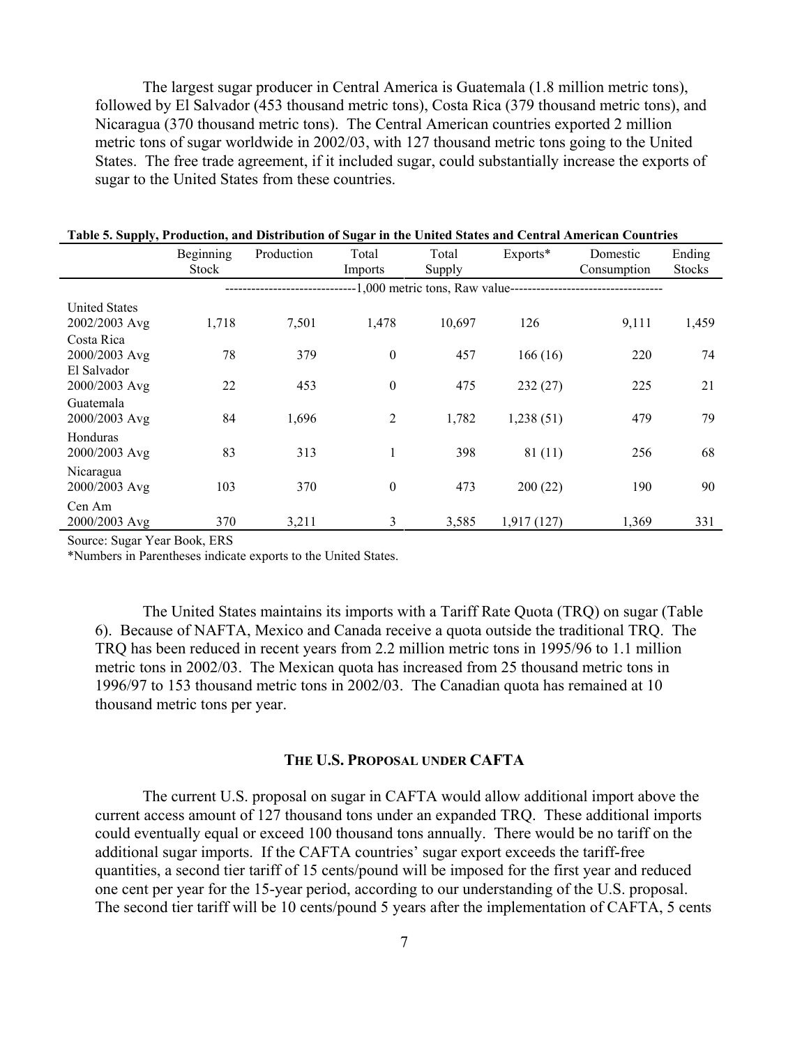The largest sugar producer in Central America is Guatemala (1.8 million metric tons), followed by El Salvador (453 thousand metric tons), Costa Rica (379 thousand metric tons), and Nicaragua (370 thousand metric tons). The Central American countries exported 2 million metric tons of sugar worldwide in 2002/03, with 127 thousand metric tons going to the United States. The free trade agreement, if it included sugar, could substantially increase the exports of sugar to the United States from these countries.

**Table 5. Supply, Production, and Distribution of Sugar in the United States and Central American Countries**

| | Beginning Stock | Production | Total Imports | Total Supply | Exports* | Domestic Consumption | Ending Stocks |
|---|---|---|---|---|---|---|---|
| | -1,000 metric tons, Raw value- | | | | | | |
| United States 2002/2003 Avg | 1,718 | 7,501 | 1,478 | 10,697 | 126 | 9,111 | 1,459 |
| Costa Rica 2000/2003 Avg | 78 | 379 | 0 | 457 | 166 (16) | 220 | 74 |
| El Salvador 2000/2003 Avg | 22 | 453 | 0 | 475 | 232 (27) | 225 | 21 |
| Guatemala 2000/2003 Avg | 84 | 1,696 | 2 | 1,782 | 1,238 (51) | 479 | 79 |
| Honduras 2000/2003 Avg | 83 | 313 | 1 | 398 | 81 (11) | 256 | 68 |
| Nicaragua 2000/2003 Avg | 103 | 370 | 0 | 473 | 200 (22) | 190 | 90 |
| Cen Am 2000/2003 Avg | 370 | 3,211 | 3 | 3,585 | 1,917 (127) | 1,369 | 331 |

Source: Sugar Year Book, ERS

*Numbers in Parentheses indicate exports to the United States.

The United States maintains its imports with a Tariff Rate Quota (TRQ) on sugar (Table 6). Because of NAFTA, Mexico and Canada receive a quota outside the traditional TRQ. The TRQ has been reduced in recent years from 2.2 million metric tons in 1995/96 to 1.1 million metric tons in 2002/03. The Mexican quota has increased from 25 thousand metric tons in 1996/97 to 153 thousand metric tons in 2002/03. The Canadian quota has remained at 10 thousand metric tons per year.

## THE U.S. PROPOSAL UNDER CAFTA

The current U.S. proposal on sugar in CAFTA would allow additional import above the current access amount of 127 thousand tons under an expanded TRQ. These additional imports could eventually equal or exceed 100 thousand tons annually. There would be no tariff on the additional sugar imports. If the CAFTA countries' sugar export exceeds the tariff-free quantities, a second tier tariff of 15 cents/pound will be imposed for the first year and reduced one cent per year for the 15-year period, according to our understanding of the U.S. proposal. The second tier tariff will be 10 cents/pound 5 years after the implementation of CAFTA, 5 cents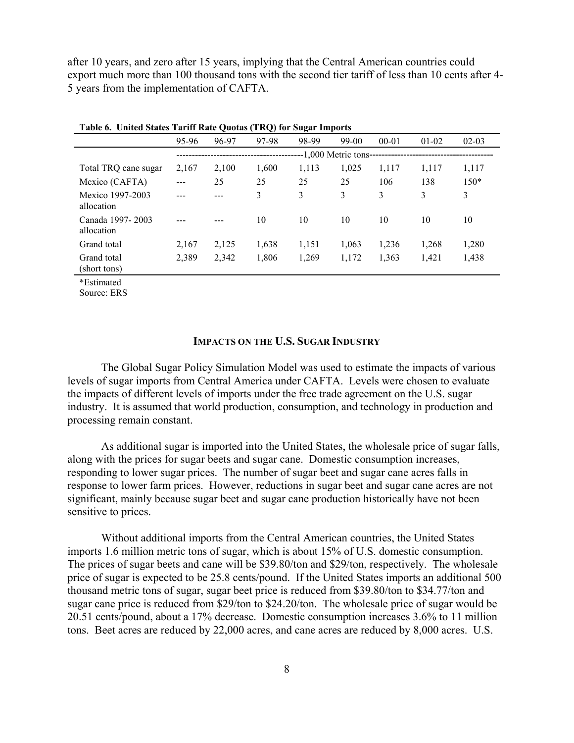after 10 years, and zero after 15 years, implying that the Central American countries could export much more than 100 thousand tons with the second tier tariff of less than 10 cents after 4-5 years from the implementation of CAFTA.

**Table 6. United States Tariff Rate Quotas (TRQ) for Sugar Imports**

| | 95-96 | 96-97 | 97-98 | 98-99 | 99-00 | 00-01 | 01-02 | 02-03 |
|---|---|---|---|---|---|---|---|---|
| | -1,000 Metric tons- | | | | | | | |
| Total TRQ cane sugar | 2,167 | 2,100 | 1,600 | 1,113 | 1,025 | 1,117 | 1,117 | 1,117 |
| Mexico (CAFTA) | --- | 25 | 25 | 25 | 25 | 106 | 138 | 150* |
| Mexico 1997-2003 allocation | --- | --- | 3 | 3 | 3 | 3 | 3 | 3 |
| Canada 1997- 2003 allocation | --- | --- | 10 | 10 | 10 | 10 | 10 | 10 |
| Grand total | 2,167 | 2,125 | 1,638 | 1,151 | 1,063 | 1,236 | 1,268 | 1,280 |
| Grand total (short tons) | 2,389 | 2,342 | 1,806 | 1,269 | 1,172 | 1,363 | 1,421 | 1,438 |

*Estimated
Source: ERS

## IMPACTS ON THE U.S. SUGAR INDUSTRY

The Global Sugar Policy Simulation Model was used to estimate the impacts of various levels of sugar imports from Central America under CAFTA. Levels were chosen to evaluate the impacts of different levels of imports under the free trade agreement on the U.S. sugar industry. It is assumed that world production, consumption, and technology in production and processing remain constant.

As additional sugar is imported into the United States, the wholesale price of sugar falls, along with the prices for sugar beets and sugar cane. Domestic consumption increases, responding to lower sugar prices. The number of sugar beet and sugar cane acres falls in response to lower farm prices. However, reductions in sugar beet and sugar cane acres are not significant, mainly because sugar beet and sugar cane production historically have not been sensitive to prices.

Without additional imports from the Central American countries, the United States imports 1.6 million metric tons of sugar, which is about 15% of U.S. domestic consumption. The prices of sugar beets and cane will be $39.80/ton and $29/ton, respectively. The wholesale price of sugar is expected to be 25.8 cents/pound. If the United States imports an additional 500 thousand metric tons of sugar, sugar beet price is reduced from $39.80/ton to $34.77/ton and sugar cane price is reduced from $29/ton to $24.20/ton. The wholesale price of sugar would be 20.51 cents/pound, about a 17% decrease. Domestic consumption increases 3.6% to 11 million tons. Beet acres are reduced by 22,000 acres, and cane acres are reduced by 8,000 acres. U.S.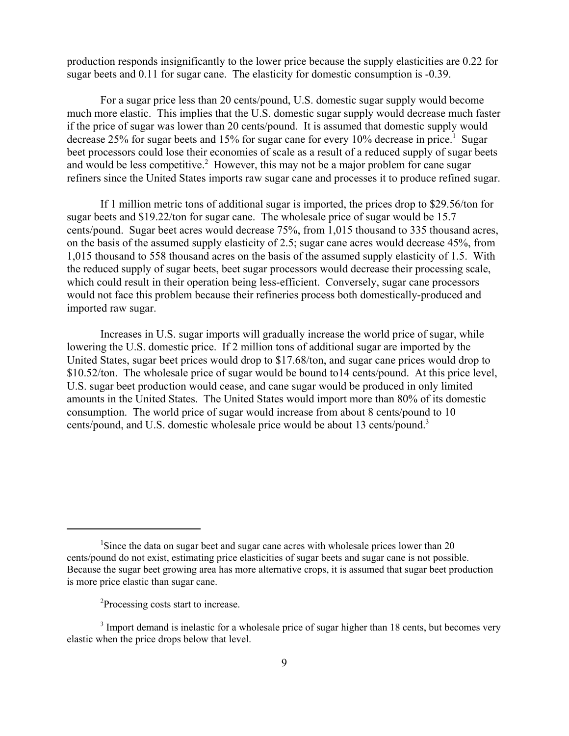production responds insignificantly to the lower price because the supply elasticities are 0.22 for sugar beets and 0.11 for sugar cane. The elasticity for domestic consumption is -0.39.

For a sugar price less than 20 cents/pound, U.S. domestic sugar supply would become much more elastic. This implies that the U.S. domestic sugar supply would decrease much faster if the price of sugar was lower than 20 cents/pound. It is assumed that domestic supply would decrease 25% for sugar beets and 15% for sugar cane for every 10% decrease in price.[1] Sugar beet processors could lose their economies of scale as a result of a reduced supply of sugar beets and would be less competitive.[2] However, this may not be a major problem for cane sugar refiners since the United States imports raw sugar cane and processes it to produce refined sugar.

If 1 million metric tons of additional sugar is imported, the prices drop to \$29.56/ton for sugar beets and \$19.22/ton for sugar cane. The wholesale price of sugar would be 15.7 cents/pound. Sugar beet acres would decrease 75%, from 1,015 thousand to 335 thousand acres, on the basis of the assumed supply elasticity of 2.5; sugar cane acres would decrease 45%, from 1,015 thousand to 558 thousand acres on the basis of the assumed supply elasticity of 1.5. With the reduced supply of sugar beets, beet sugar processors would decrease their processing scale, which could result in their operation being less-efficient. Conversely, sugar cane processors would not face this problem because their refineries process both domestically-produced and imported raw sugar.

Increases in U.S. sugar imports will gradually increase the world price of sugar, while lowering the U.S. domestic price. If 2 million tons of additional sugar are imported by the United States, sugar beet prices would drop to \$17.68/ton, and sugar cane prices would drop to \$10.52/ton. The wholesale price of sugar would be bound to14 cents/pound. At this price level, U.S. sugar beet production would cease, and cane sugar would be produced in only limited amounts in the United States. The United States would import more than 80% of its domestic consumption. The world price of sugar would increase from about 8 cents/pound to 10 cents/pound, and U.S. domestic wholesale price would be about 13 cents/pound.[3]

---

[1] Since the data on sugar beet and sugar cane acres with wholesale prices lower than 20 cents/pound do not exist, estimating price elasticities of sugar beets and sugar cane is not possible. Because the sugar beet growing area has more alternative crops, it is assumed that sugar beet production is more price elastic than sugar cane.

[2] Processing costs start to increase.

[3] Import demand is inelastic for a wholesale price of sugar higher than 18 cents, but becomes very elastic when the price drops below that level.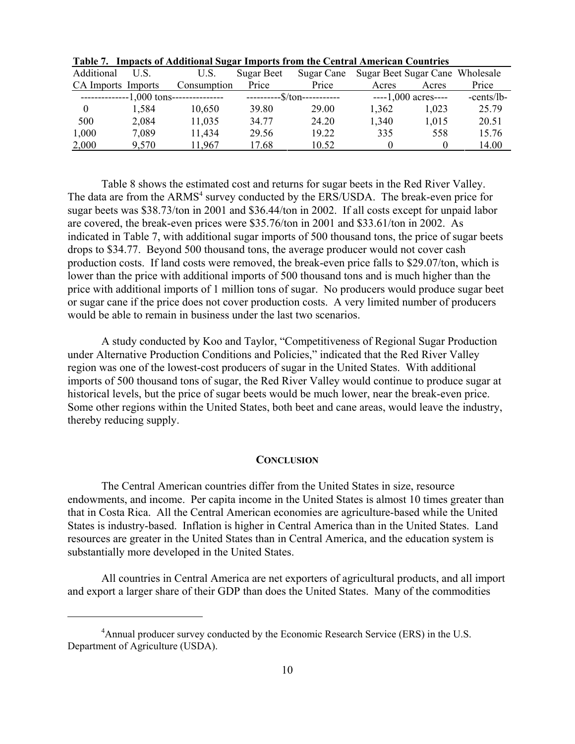**Table 7. Impacts of Additional Sugar Imports from the Central American Countries**

| Additional CA Imports | U.S. Imports | U.S. Consumption | Sugar Beet Price | Sugar Cane Price | Sugar Beet Acres | Sugar Cane Acres | Wholesale Price |
|---|---|---|---|---|---|---|---|
| -------------1,000 tons | | --------------- | ----------$/ton | ----------- | ----1,000 acres---- | | -cents/lb- |
| 0 | 1,584 | 10,650 | 39.80 | 29.00 | 1,362 | 1,023 | 25.79 |
| 500 | 2,084 | 11,035 | 34.77 | 24.20 | 1,340 | 1,015 | 20.51 |
| 1,000 | 7,089 | 11,434 | 29.56 | 19.22 | 335 | 558 | 15.76 |
| 2,000 | 9,570 | 11,967 | 17.68 | 10.52 | 0 | 0 | 14.00 |

Table 8 shows the estimated cost and returns for sugar beets in the Red River Valley. The data are from the ARMS[4] survey conducted by the ERS/USDA. The break-even price for sugar beets was \$38.73/ton in 2001 and \$36.44/ton in 2002. If all costs except for unpaid labor are covered, the break-even prices were \$35.76/ton in 2001 and \$33.61/ton in 2002. As indicated in Table 7, with additional sugar imports of 500 thousand tons, the price of sugar beets drops to \$34.77. Beyond 500 thousand tons, the average producer would not cover cash production costs. If land costs were removed, the break-even price falls to \$29.07/ton, which is lower than the price with additional imports of 500 thousand tons and is much higher than the price with additional imports of 1 million tons of sugar. No producers would produce sugar beet or sugar cane if the price does not cover production costs. A very limited number of producers would be able to remain in business under the last two scenarios.

A study conducted by Koo and Taylor, "Competitiveness of Regional Sugar Production under Alternative Production Conditions and Policies," indicated that the Red River Valley region was one of the lowest-cost producers of sugar in the United States. With additional imports of 500 thousand tons of sugar, the Red River Valley would continue to produce sugar at historical levels, but the price of sugar beets would be much lower, near the break-even price. Some other regions within the United States, both beet and cane areas, would leave the industry, thereby reducing supply.

## CONCLUSION

The Central American countries differ from the United States in size, resource endowments, and income. Per capita income in the United States is almost 10 times greater than that in Costa Rica. All the Central American economies are agriculture-based while the United States is industry-based. Inflation is higher in Central America than in the United States. Land resources are greater in the United States than in Central America, and the education system is substantially more developed in the United States.

All countries in Central America are net exporters of agricultural products, and all import and export a larger share of their GDP than does the United States. Many of the commodities

[4]Annual producer survey conducted by the Economic Research Service (ERS) in the U.S. Department of Agriculture (USDA).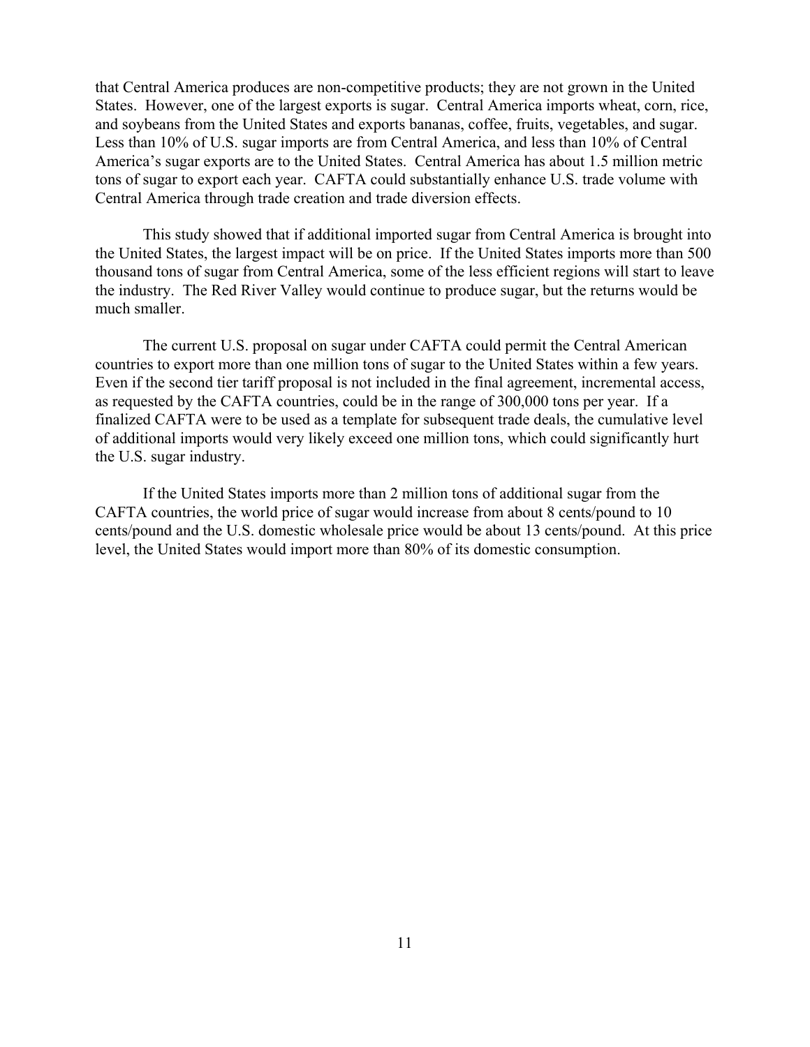that Central America produces are non-competitive products; they are not grown in the United States. However, one of the largest exports is sugar. Central America imports wheat, corn, rice, and soybeans from the United States and exports bananas, coffee, fruits, vegetables, and sugar. Less than 10% of U.S. sugar imports are from Central America, and less than 10% of Central America's sugar exports are to the United States. Central America has about 1.5 million metric tons of sugar to export each year. CAFTA could substantially enhance U.S. trade volume with Central America through trade creation and trade diversion effects.

This study showed that if additional imported sugar from Central America is brought into the United States, the largest impact will be on price. If the United States imports more than 500 thousand tons of sugar from Central America, some of the less efficient regions will start to leave the industry. The Red River Valley would continue to produce sugar, but the returns would be much smaller.

The current U.S. proposal on sugar under CAFTA could permit the Central American countries to export more than one million tons of sugar to the United States within a few years. Even if the second tier tariff proposal is not included in the final agreement, incremental access, as requested by the CAFTA countries, could be in the range of 300,000 tons per year. If a finalized CAFTA were to be used as a template for subsequent trade deals, the cumulative level of additional imports would very likely exceed one million tons, which could significantly hurt the U.S. sugar industry.

If the United States imports more than 2 million tons of additional sugar from the CAFTA countries, the world price of sugar would increase from about 8 cents/pound to 10 cents/pound and the U.S. domestic wholesale price would be about 13 cents/pound. At this price level, the United States would import more than 80% of its domestic consumption.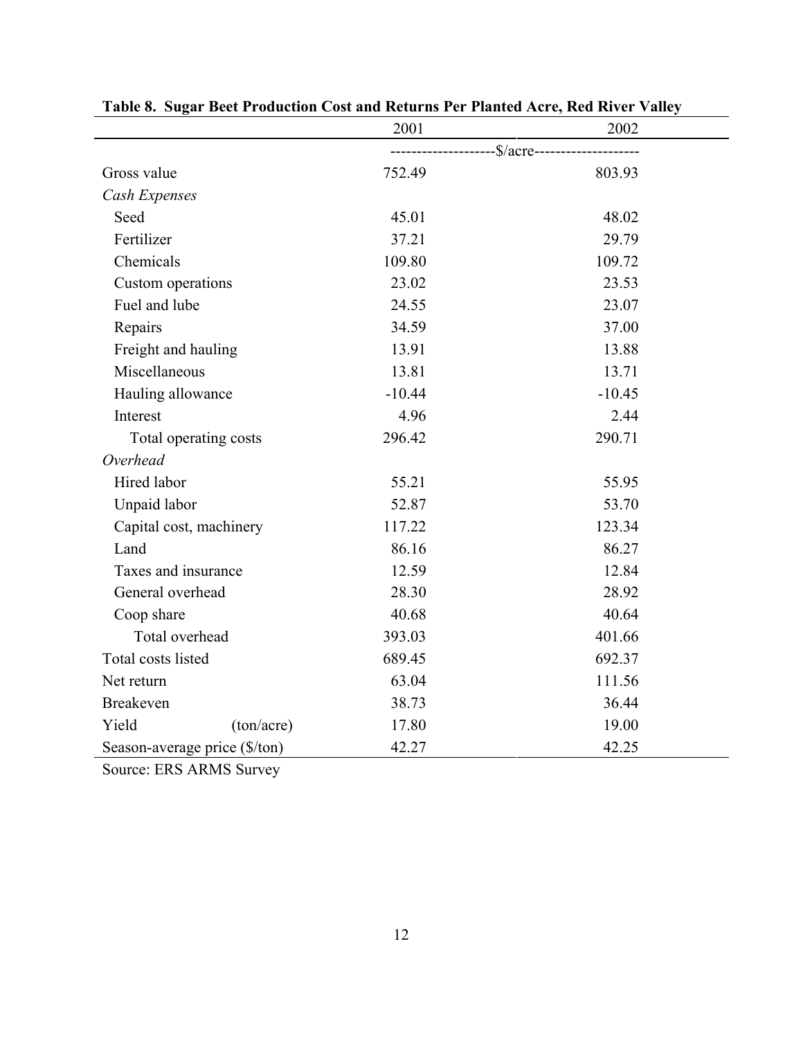**Table 8. Sugar Beet Production Cost and Returns Per Planted Acre, Red River Valley**

| | 2001 | 2002 |
|---|---|---|
| | --------------------$/acre-------------------- | |
| Gross value | 752.49 | 803.93 |
| *Cash Expenses* | | |
| Seed | 45.01 | 48.02 |
| Fertilizer | 37.21 | 29.79 |
| Chemicals | 109.80 | 109.72 |
| Custom operations | 23.02 | 23.53 |
| Fuel and lube | 24.55 | 23.07 |
| Repairs | 34.59 | 37.00 |
| Freight and hauling | 13.91 | 13.88 |
| Miscellaneous | 13.81 | 13.71 |
| Hauling allowance | -10.44 | -10.45 |
| Interest | 4.96 | 2.44 |
| Total operating costs | 296.42 | 290.71 |
| *Overhead* | | |
| Hired labor | 55.21 | 55.95 |
| Unpaid labor | 52.87 | 53.70 |
| Capital cost, machinery | 117.22 | 123.34 |
| Land | 86.16 | 86.27 |
| Taxes and insurance | 12.59 | 12.84 |
| General overhead | 28.30 | 28.92 |
| Coop share | 40.68 | 40.64 |
| Total overhead | 393.03 | 401.66 |
| Total costs listed | 689.45 | 692.37 |
| Net return | 63.04 | 111.56 |
| Breakeven | 38.73 | 36.44 |
| Yield (ton/acre) | 17.80 | 19.00 |
| Season-average price ($/ton) | 42.27 | 42.25 |

Source: ERS ARMS Survey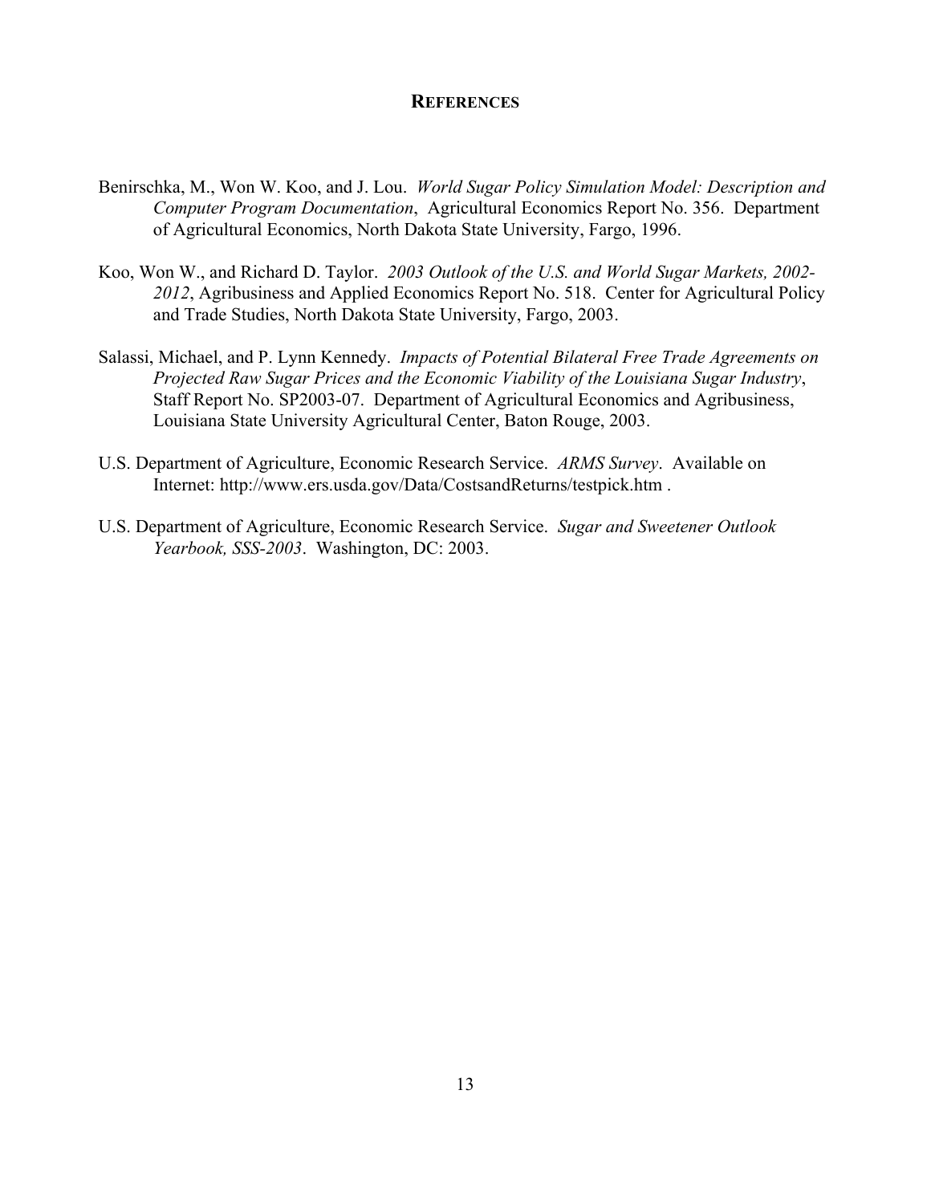## REFERENCES

Benirschka, M., Won W. Koo, and J. Lou. *World Sugar Policy Simulation Model: Description and Computer Program Documentation*, Agricultural Economics Report No. 356. Department of Agricultural Economics, North Dakota State University, Fargo, 1996.

Koo, Won W., and Richard D. Taylor. *2003 Outlook of the U.S. and World Sugar Markets, 2002-2012*, Agribusiness and Applied Economics Report No. 518. Center for Agricultural Policy and Trade Studies, North Dakota State University, Fargo, 2003.

Salassi, Michael, and P. Lynn Kennedy. *Impacts of Potential Bilateral Free Trade Agreements on Projected Raw Sugar Prices and the Economic Viability of the Louisiana Sugar Industry*, Staff Report No. SP2003-07. Department of Agricultural Economics and Agribusiness, Louisiana State University Agricultural Center, Baton Rouge, 2003.

U.S. Department of Agriculture, Economic Research Service. *ARMS Survey*. Available on Internet: http://www.ers.usda.gov/Data/CostsandReturns/testpick.htm .

U.S. Department of Agriculture, Economic Research Service. *Sugar and Sweetener Outlook Yearbook, SSS-2003*. Washington, DC: 2003.